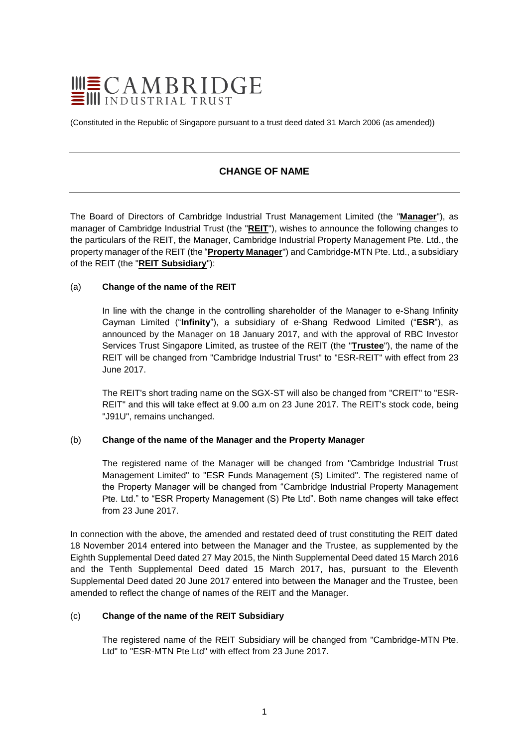# CAMBRIDGE INDUSTRIAL TRUST

(Constituted in the Republic of Singapore pursuant to a trust deed dated 31 March 2006 (as amended))

## CHANGE OF NAME

The Board of Directors of Cambridge Industrial Trust Management Limited (the "**Manager**"), as manager of Cambridge Industrial Trust (the "**REIT**"), wishes to announce the following changes to the particulars of the REIT, the Manager, Cambridge Industrial Property Management Pte. Ltd., the property manager of the REIT (the "**Property Manager**") and Cambridge-MTN Pte. Ltd., a subsidiary of the REIT (the "**REIT Subsidiary**"):

### (a) Change of the name of the REIT

In line with the change in the controlling shareholder of the Manager to e-Shang Infinity Cayman Limited ("**Infinity**"), a subsidiary of e-Shang Redwood Limited ("**ESR**"), as announced by the Manager on 18 January 2017, and with the approval of RBC Investor Services Trust Singapore Limited, as trustee of the REIT (the "**Trustee**"), the name of the REIT will be changed from "Cambridge Industrial Trust" to "ESR-REIT" with effect from 23 June 2017.

The REIT's short trading name on the SGX-ST will also be changed from "CREIT" to "ESR-REIT" and this will take effect at 9.00 a.m on 23 June 2017. The REIT's stock code, being "J91U", remains unchanged.

### (b) Change of the name of the Manager and the Property Manager

The registered name of the Manager will be changed from "Cambridge Industrial Trust Management Limited" to "ESR Funds Management (S) Limited". The registered name of the Property Manager will be changed from "Cambridge Industrial Property Management Pte. Ltd." to "ESR Property Management (S) Pte Ltd". Both name changes will take effect from 23 June 2017.

In connection with the above, the amended and restated deed of trust constituting the REIT dated 18 November 2014 entered into between the Manager and the Trustee, as supplemented by the Eighth Supplemental Deed dated 27 May 2015, the Ninth Supplemental Deed dated 15 March 2016 and the Tenth Supplemental Deed dated 15 March 2017, has, pursuant to the Eleventh Supplemental Deed dated 20 June 2017 entered into between the Manager and the Trustee, been amended to reflect the change of names of the REIT and the Manager.

### (c) Change of the name of the REIT Subsidiary

The registered name of the REIT Subsidiary will be changed from "Cambridge-MTN Pte. Ltd" to "ESR-MTN Pte Ltd" with effect from 23 June 2017.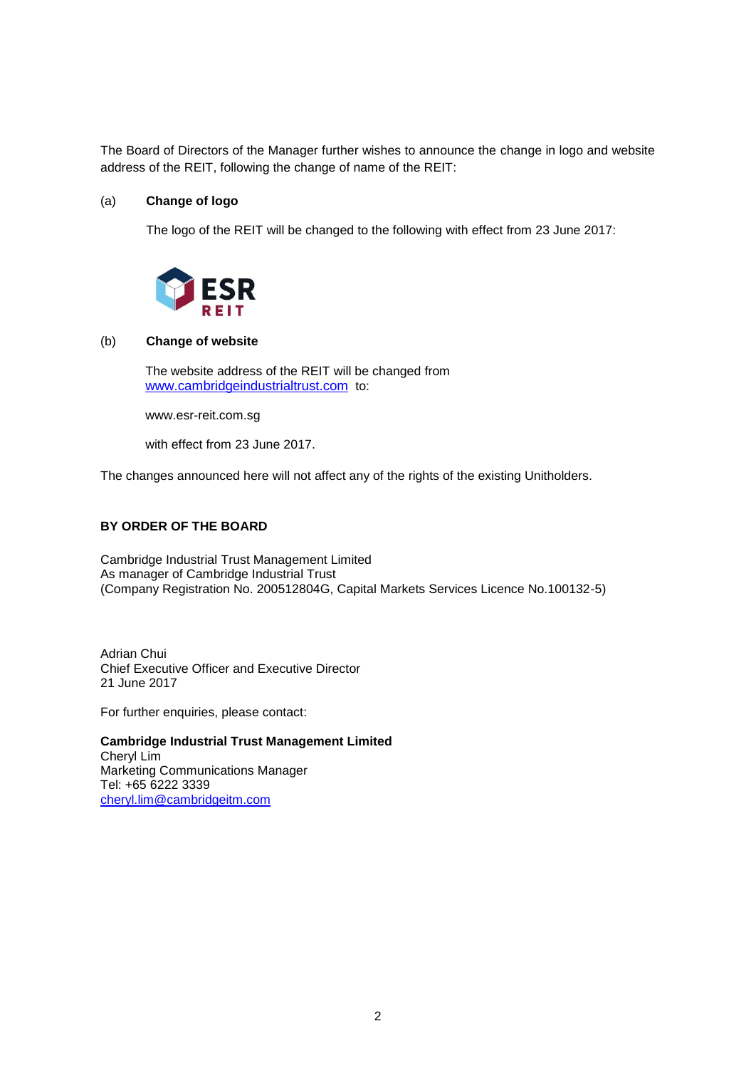The Board of Directors of the Manager further wishes to announce the change in logo and website address of the REIT, following the change of name of the REIT:

(a) **Change of logo**

The logo of the REIT will be changed to the following with effect from 23 June 2017:

(b) **Change of website**

The website address of the REIT will be changed from www.cambridgeindustrialtrust.com to:

www.esr-reit.com.sg

with effect from 23 June 2017.

The changes announced here will not affect any of the rights of the existing Unitholders.

**BY ORDER OF THE BOARD**

Cambridge Industrial Trust Management Limited
As manager of Cambridge Industrial Trust
(Company Registration No. 200512804G, Capital Markets Services Licence No.100132-5)

Adrian Chui
Chief Executive Officer and Executive Director
21 June 2017

For further enquiries, please contact:

**Cambridge Industrial Trust Management Limited**
Cheryl Lim
Marketing Communications Manager
Tel: +65 6222 3339
cheryl.lim@cambridgeitm.com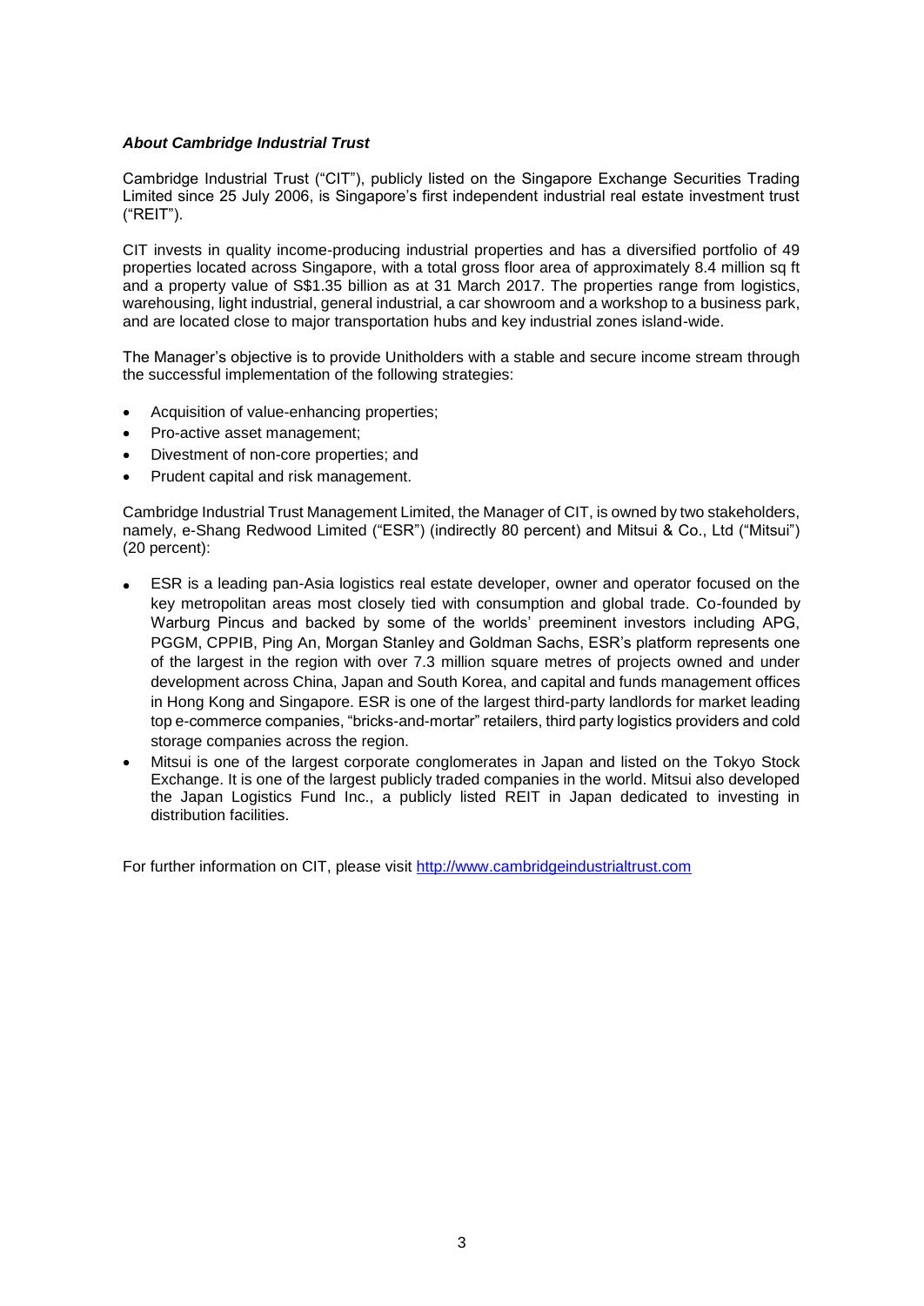***About Cambridge Industrial Trust***

Cambridge Industrial Trust ("CIT"), publicly listed on the Singapore Exchange Securities Trading Limited since 25 July 2006, is Singapore's first independent industrial real estate investment trust ("REIT").

CIT invests in quality income-producing industrial properties and has a diversified portfolio of 49 properties located across Singapore, with a total gross floor area of approximately 8.4 million sq ft and a property value of S$1.35 billion as at 31 March 2017. The properties range from logistics, warehousing, light industrial, general industrial, a car showroom and a workshop to a business park, and are located close to major transportation hubs and key industrial zones island-wide.

The Manager's objective is to provide Unitholders with a stable and secure income stream through the successful implementation of the following strategies:

- Acquisition of value-enhancing properties;
- Pro-active asset management;
- Divestment of non-core properties; and
- Prudent capital and risk management.

Cambridge Industrial Trust Management Limited, the Manager of CIT, is owned by two stakeholders, namely, e-Shang Redwood Limited ("ESR") (indirectly 80 percent) and Mitsui & Co., Ltd ("Mitsui") (20 percent):

- ESR is a leading pan-Asia logistics real estate developer, owner and operator focused on the key metropolitan areas most closely tied with consumption and global trade. Co-founded by Warburg Pincus and backed by some of the worlds' preeminent investors including APG, PGGM, CPPIB, Ping An, Morgan Stanley and Goldman Sachs, ESR's platform represents one of the largest in the region with over 7.3 million square metres of projects owned and under development across China, Japan and South Korea, and capital and funds management offices in Hong Kong and Singapore. ESR is one of the largest third-party landlords for market leading top e-commerce companies, "bricks-and-mortar" retailers, third party logistics providers and cold storage companies across the region.
- Mitsui is one of the largest corporate conglomerates in Japan and listed on the Tokyo Stock Exchange. It is one of the largest publicly traded companies in the world. Mitsui also developed the Japan Logistics Fund Inc., a publicly listed REIT in Japan dedicated to investing in distribution facilities.

For further information on CIT, please visit [http://www.cambridgeindustrialtrust.com](http://www.cambridgeindustrialtrust.com)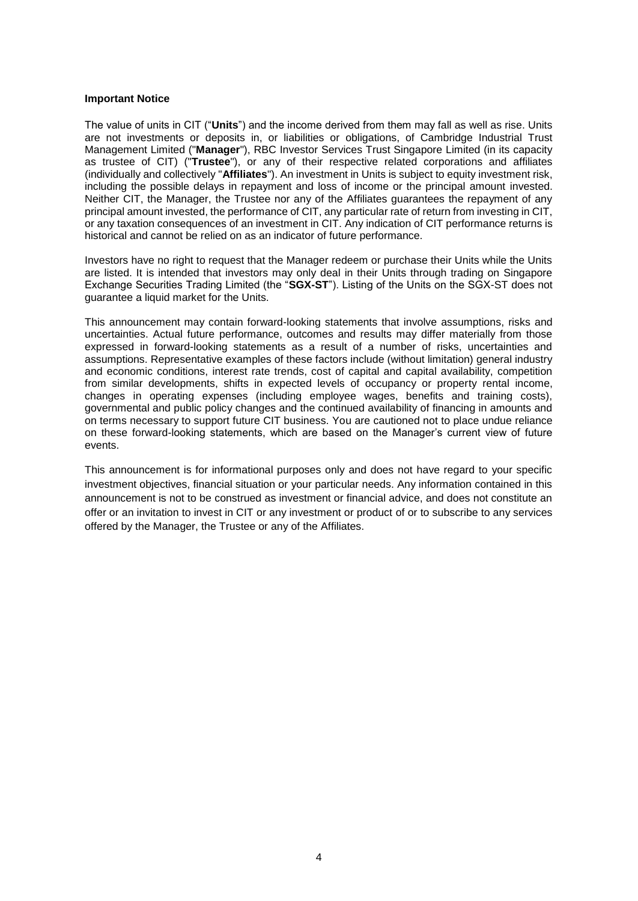**Important Notice**

The value of units in CIT ("**Units**") and the income derived from them may fall as well as rise. Units are not investments or deposits in, or liabilities or obligations, of Cambridge Industrial Trust Management Limited ("**Manager**"), RBC Investor Services Trust Singapore Limited (in its capacity as trustee of CIT) ("**Trustee**"), or any of their respective related corporations and affiliates (individually and collectively "**Affiliates**"). An investment in Units is subject to equity investment risk, including the possible delays in repayment and loss of income or the principal amount invested. Neither CIT, the Manager, the Trustee nor any of the Affiliates guarantees the repayment of any principal amount invested, the performance of CIT, any particular rate of return from investing in CIT, or any taxation consequences of an investment in CIT. Any indication of CIT performance returns is historical and cannot be relied on as an indicator of future performance.

Investors have no right to request that the Manager redeem or purchase their Units while the Units are listed. It is intended that investors may only deal in their Units through trading on Singapore Exchange Securities Trading Limited (the "**SGX-ST**"). Listing of the Units on the SGX-ST does not guarantee a liquid market for the Units.

This announcement may contain forward-looking statements that involve assumptions, risks and uncertainties. Actual future performance, outcomes and results may differ materially from those expressed in forward-looking statements as a result of a number of risks, uncertainties and assumptions. Representative examples of these factors include (without limitation) general industry and economic conditions, interest rate trends, cost of capital and capital availability, competition from similar developments, shifts in expected levels of occupancy or property rental income, changes in operating expenses (including employee wages, benefits and training costs), governmental and public policy changes and the continued availability of financing in amounts and on terms necessary to support future CIT business. You are cautioned not to place undue reliance on these forward-looking statements, which are based on the Manager's current view of future events.

This announcement is for informational purposes only and does not have regard to your specific investment objectives, financial situation or your particular needs. Any information contained in this announcement is not to be construed as investment or financial advice, and does not constitute an offer or an invitation to invest in CIT or any investment or product of or to subscribe to any services offered by the Manager, the Trustee or any of the Affiliates.